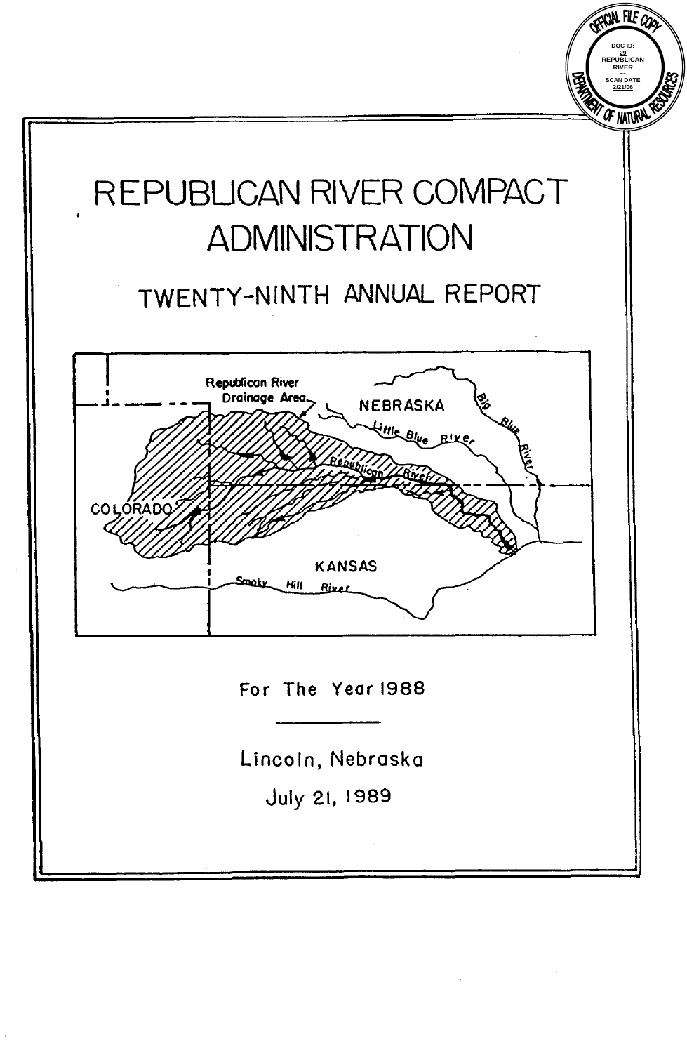# REPUBLICAN RIVER COMPACT ADMINISTRATION

## TWENTY-NINTH ANNUAL REPORT

For The Year 1988

Lincoln, Nebraska

July 21, 1989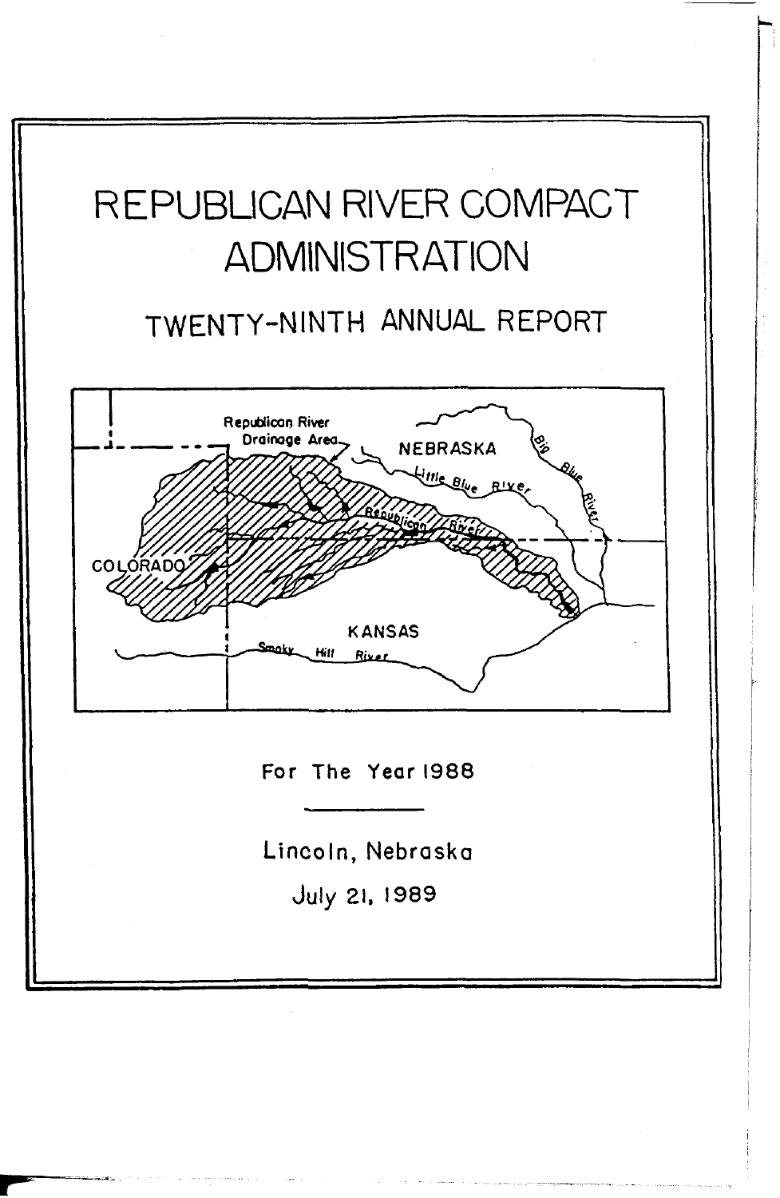# REPUBLICAN RIVER COMPACT ADMINISTRATION

## TWENTY-NINTH ANNUAL REPORT

Republican River Drainage Area

NEBRASKA

Little Blue River

Big Blue River

Republican River

COLORADO

KANSAS

Smoky Hill River

For The Year 1988

Lincoln, Nebraska

July 21, 1989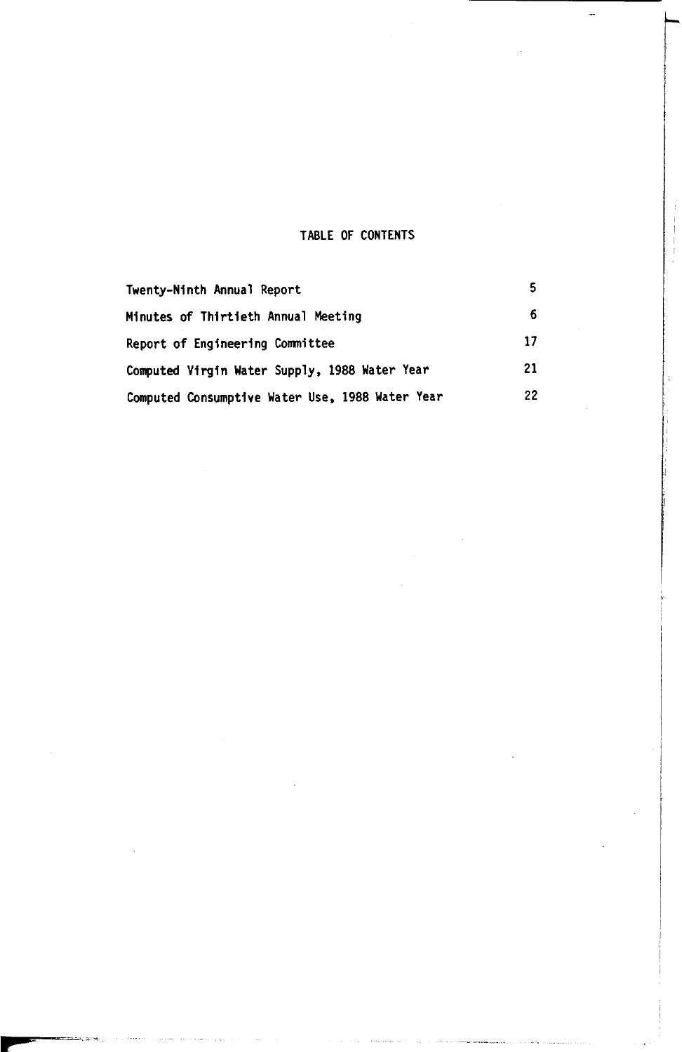# TABLE OF CONTENTS

| | |
|---|---|
| Twenty-Ninth Annual Report | 5 |
| Minutes of Thirtieth Annual Meeting | 6 |
| Report of Engineering Committee | 17 |
| Computed Virgin Water Supply, 1988 Water Year | 21 |
| Computed Consumptive Water Use, 1988 Water Year | 22 |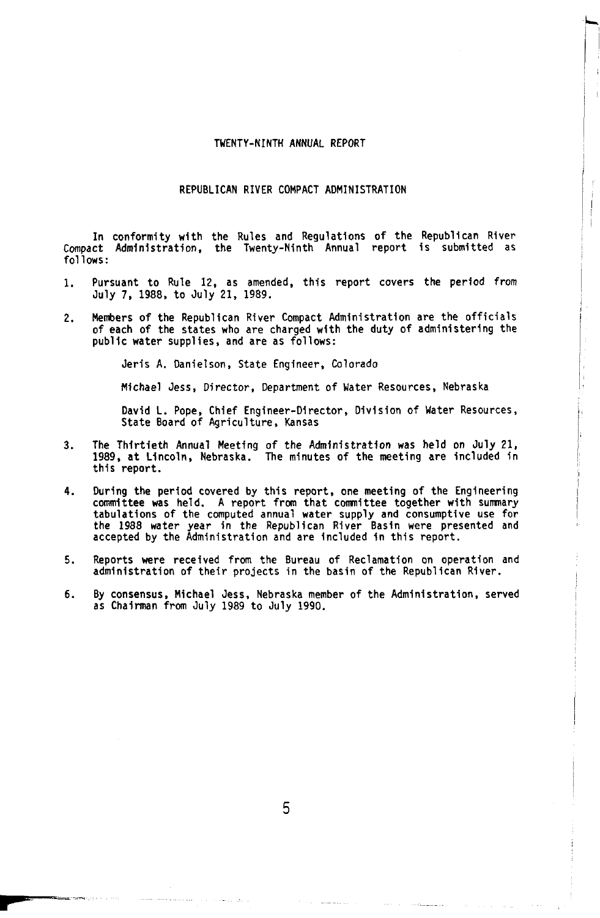# TWENTY-NINTH ANNUAL REPORT

## REPUBLICAN RIVER COMPACT ADMINISTRATION

In conformity with the Rules and Regulations of the Republican River Compact Administration, the Twenty-Ninth Annual report is submitted as follows:

1. Pursuant to Rule 12, as amended, this report covers the period from July 7, 1988, to July 21, 1989.

2. Members of the Republican River Compact Administration are the officials of each of the states who are charged with the duty of administering the public water supplies, and are as follows:

   Jeris A. Danielson, State Engineer, Colorado

   Michael Jess, Director, Department of Water Resources, Nebraska

   David L. Pope, Chief Engineer-Director, Division of Water Resources, State Board of Agriculture, Kansas

3. The Thirtieth Annual Meeting of the Administration was held on July 21, 1989, at Lincoln, Nebraska. The minutes of the meeting are included in this report.

4. During the period covered by this report, one meeting of the Engineering committee was held. A report from that committee together with summary tabulations of the computed annual water supply and consumptive use for the 1988 water year in the Republican River Basin were presented and accepted by the Administration and are included in this report.

5. Reports were received from the Bureau of Reclamation on operation and administration of their projects in the basin of the Republican River.

6. By consensus, Michael Jess, Nebraska member of the Administration, served as Chairman from July 1989 to July 1990.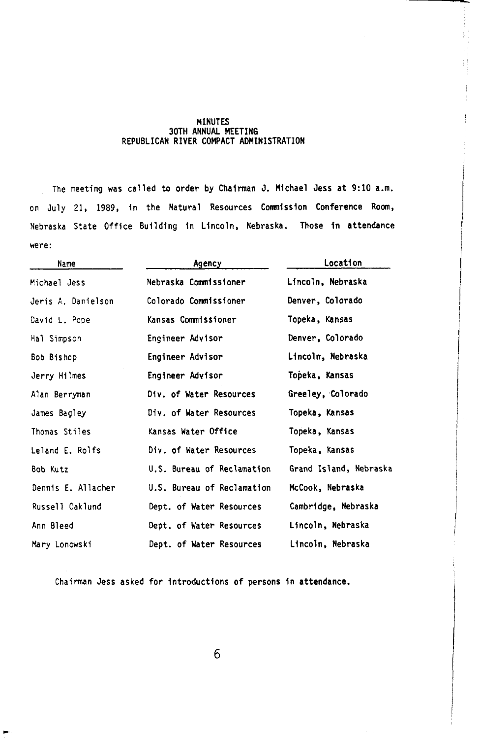# MINUTES
## 30TH ANNUAL MEETING
## REPUBLICAN RIVER COMPACT ADMINISTRATION

The meeting was called to order by Chairman J. Michael Jess at 9:10 a.m. on July 21, 1989, in the Natural Resources Commission Conference Room, Nebraska State Office Building in Lincoln, Nebraska. Those in attendance were:

| Name | Agency | Location |
|---|---|---|
| Michael Jess | Nebraska Commissioner | Lincoln, Nebraska |
| Jeris A. Danielson | Colorado Commissioner | Denver, Colorado |
| David L. Pope | Kansas Commissioner | Topeka, Kansas |
| Hal Simpson | Engineer Advisor | Denver, Colorado |
| Bob Bishop | Engineer Advisor | Lincoln, Nebraska |
| Jerry Hilmes | Engineer Advisor | Topeka, Kansas |
| Alan Berryman | Div. of Water Resources | Greeley, Colorado |
| James Bagley | Div. of Water Resources | Topeka, Kansas |
| Thomas Stiles | Kansas Water Office | Topeka, Kansas |
| Leland E. Rolfs | Div. of Water Resources | Topeka, Kansas |
| Bob Kutz | U.S. Bureau of Reclamation | Grand Island, Nebraska |
| Dennis E. Allacher | U.S. Bureau of Reclamation | McCook, Nebraska |
| Russell Oaklund | Dept. of Water Resources | Cambridge, Nebraska |
| Ann Bleed | Dept. of Water Resources | Lincoln, Nebraska |
| Mary Lonowski | Dept. of Water Resources | Lincoln, Nebraska |

Chairman Jess asked for introductions of persons in attendance.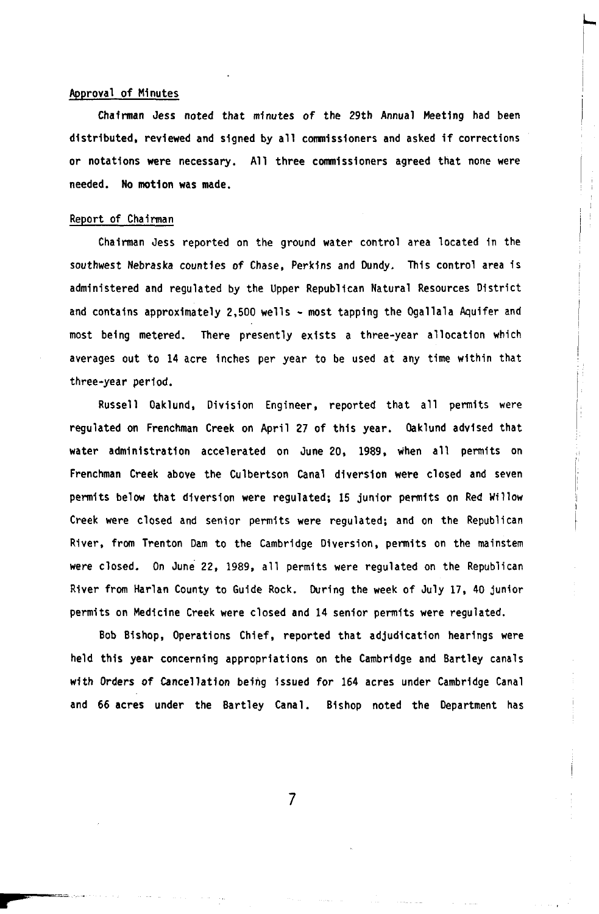Approval of Minutes

Chairman Jess noted that minutes of the 29th Annual Meeting had been distributed, reviewed and signed by all commissioners and asked if corrections or notations were necessary. All three commissioners agreed that none were needed. **No motion was made.**

Report of Chairman

Chairman Jess reported on the ground water control area located in the southwest Nebraska counties of Chase, Perkins and Dundy. This control area is administered and regulated by the Upper Republican Natural Resources District and contains approximately 2,500 wells - most tapping the Ogallala Aquifer and most being metered. There presently exists a three-year allocation which averages out to 14 acre inches per year to be used at any time within that three-year period.

Russell Oaklund, Division Engineer, reported that all permits were regulated on Frenchman Creek on April 27 of this year. Oaklund advised that water administration accelerated on June 20, 1989, when all permits on Frenchman Creek above the Culbertson Canal diversion were closed and seven permits below that diversion were regulated; 15 junior permits on Red Willow Creek were closed and senior permits were regulated; and on the Republican River, from Trenton Dam to the Cambridge Diversion, permits on the mainstem were closed. On June 22, 1989, all permits were regulated on the Republican River from Harlan County to Guide Rock. During the week of July 17, 40 junior permits on Medicine Creek were closed and 14 senior permits were regulated.

Bob Bishop, Operations Chief, reported that adjudication hearings were held this year concerning appropriations on the Cambridge and Bartley canals with Orders of Cancellation being issued for 164 acres under Cambridge Canal and 66 acres under the Bartley Canal. Bishop noted the Department has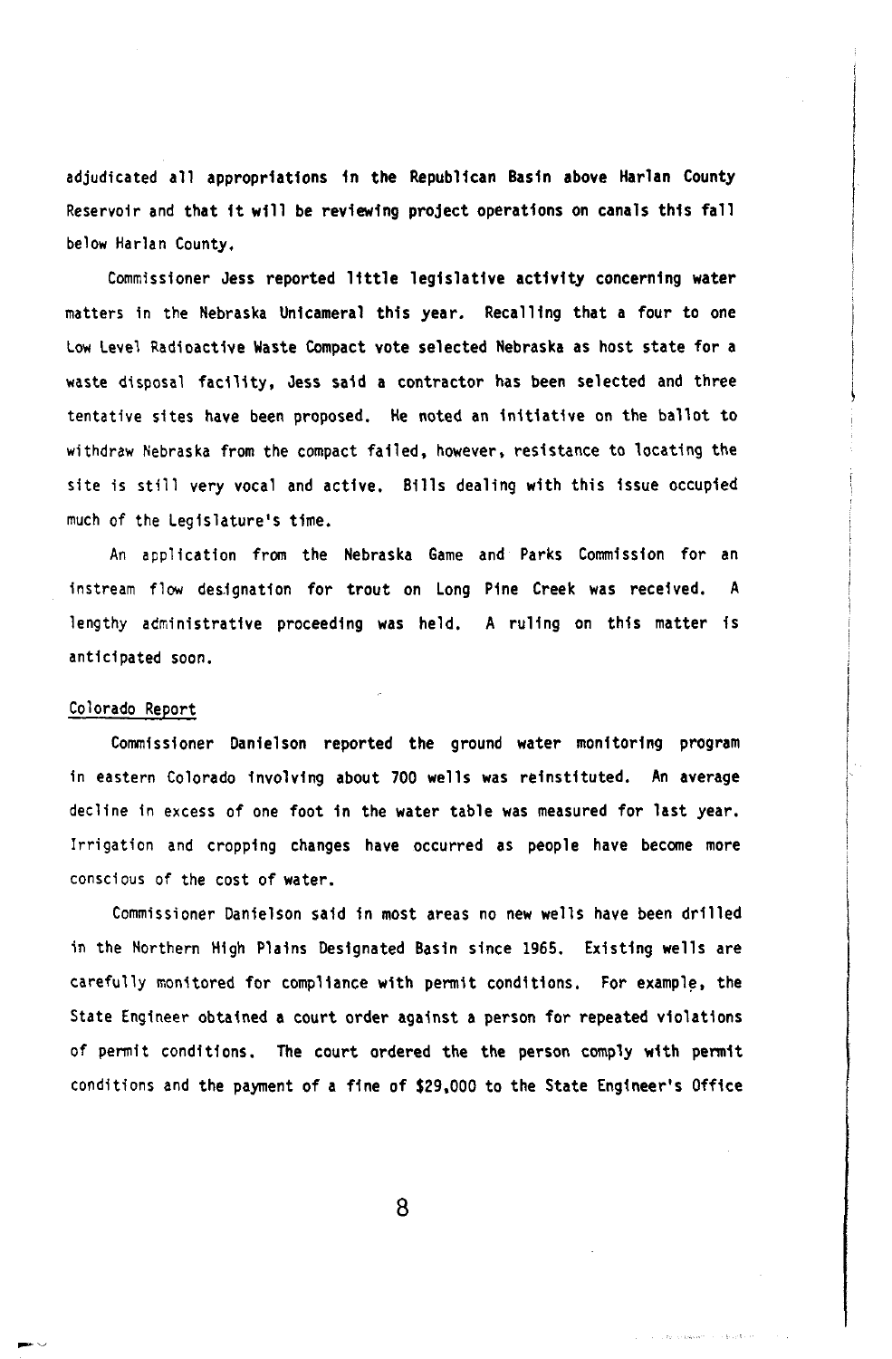adjudicated all appropriations in the Republican Basin above Harlan County Reservoir and that it will be reviewing project operations on canals this fall below Harlan County.

Commissioner Jess reported little legislative activity concerning water matters in the Nebraska Unicameral this year. Recalling that a four to one Low Level Radioactive Waste Compact vote selected Nebraska as host state for a waste disposal facility, Jess said a contractor has been selected and three tentative sites have been proposed. He noted an initiative on the ballot to withdraw Nebraska from the compact failed, however, resistance to locating the site is still very vocal and active. Bills dealing with this issue occupied much of the Legislature's time.

An application from the Nebraska Game and Parks Commission for an instream flow designation for trout on Long Pine Creek was received. A lengthy administrative proceeding was held. A ruling on this matter is anticipated soon.

<u>Colorado Report</u>

Commissioner Danielson reported the ground water monitoring program in eastern Colorado involving about 700 wells was reinstituted. An average decline in excess of one foot in the water table was measured for last year. Irrigation and cropping changes have occurred as people have become more conscious of the cost of water.

Commissioner Danielson said in most areas no new wells have been drilled in the Northern High Plains Designated Basin since 1965. Existing wells are carefully monitored for compliance with permit conditions. For example, the State Engineer obtained a court order against a person for repeated violations of permit conditions. The court ordered the the person comply with permit conditions and the payment of a fine of $29,000 to the State Engineer's Office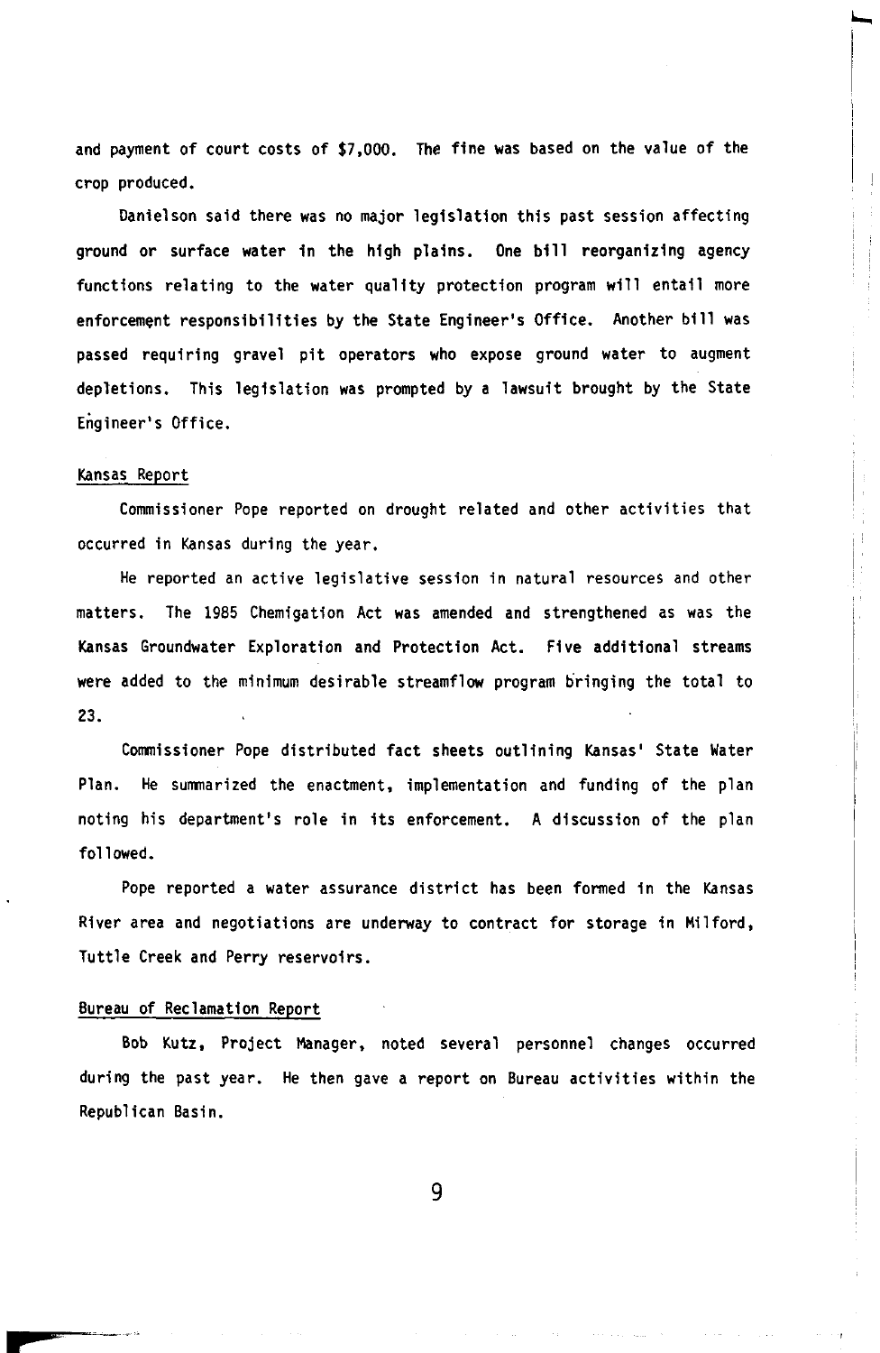and payment of court costs of $7,000. The fine was based on the value of the crop produced.

Danielson said there was no major legislation this past session affecting ground or surface water in the high plains. One bill reorganizing agency functions relating to the water quality protection program will entail more enforcement responsibilities by the State Engineer's Office. Another bill was passed requiring gravel pit operators who expose ground water to augment depletions. This legislation was prompted by a lawsuit brought by the State Engineer's Office.

Kansas Report

Commissioner Pope reported on drought related and other activities that occurred in Kansas during the year.

He reported an active legislative session in natural resources and other matters. The 1985 Chemigation Act was amended and strengthened as was the Kansas Groundwater Exploration and Protection Act. Five additional streams were added to the minimum desirable streamflow program bringing the total to 23.

Commissioner Pope distributed fact sheets outlining Kansas' State Water Plan. He summarized the enactment, implementation and funding of the plan noting his department's role in its enforcement. A discussion of the plan followed.

Pope reported a water assurance district has been formed in the Kansas River area and negotiations are underway to contract for storage in Milford, Tuttle Creek and Perry reservoirs.

Bureau of Reclamation Report

Bob Kutz, Project Manager, noted several personnel changes occurred during the past year. He then gave a report on Bureau activities within the Republican Basin.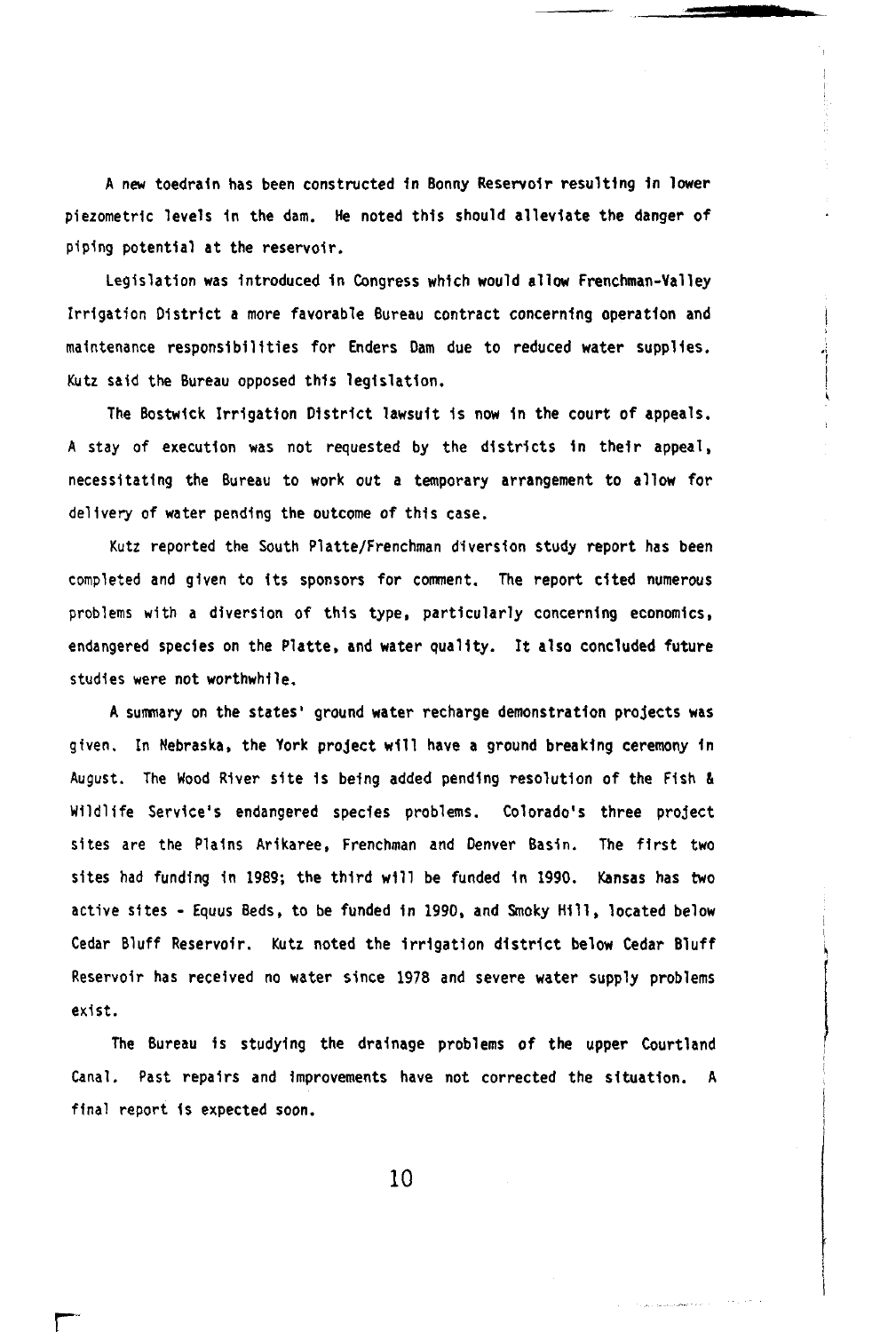A new toedrain has been constructed in Bonny Reservoir resulting in lower piezometric levels in the dam. He noted this should alleviate the danger of piping potential at the reservoir.

Legislation was introduced in Congress which would allow Frenchman-Valley Irrigation District a more favorable Bureau contract concerning operation and maintenance responsibilities for Enders Dam due to reduced water supplies. Kutz said the Bureau opposed this legislation.

The Bostwick Irrigation District lawsuit is now in the court of appeals. A stay of execution was not requested by the districts in their appeal, necessitating the Bureau to work out a temporary arrangement to allow for delivery of water pending the outcome of this case.

Kutz reported the South Platte/Frenchman diversion study report has been completed and given to its sponsors for comment. The report cited numerous problems with a diversion of this type, particularly concerning economics, endangered species on the Platte, and water quality. It also concluded future studies were not worthwhile.

A summary on the states' ground water recharge demonstration projects was given. In Nebraska, the York project will have a ground breaking ceremony in August. The Wood River site is being added pending resolution of the Fish & Wildlife Service's endangered species problems. Colorado's three project sites are the Plains Arikaree, Frenchman and Denver Basin. The first two sites had funding in 1989; the third will be funded in 1990. Kansas has two active sites - Equus Beds, to be funded in 1990, and Smoky Hill, located below Cedar Bluff Reservoir. Kutz noted the irrigation district below Cedar Bluff Reservoir has received no water since 1978 and severe water supply problems exist.

The Bureau is studying the drainage problems of the upper Courtland Canal. Past repairs and improvements have not corrected the situation. A final report is expected soon.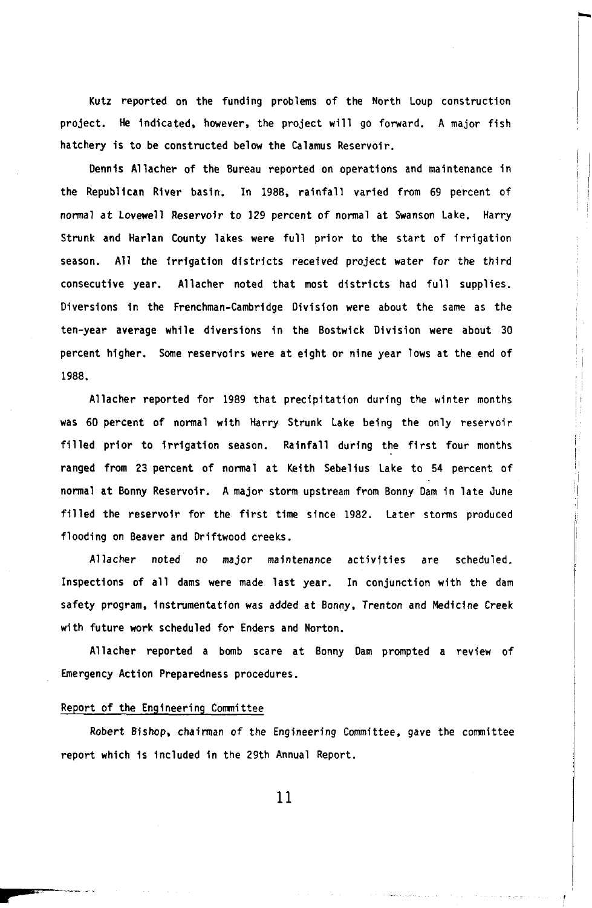Kutz reported on the funding problems of the North Loup construction project. He indicated, however, the project will go forward. A major fish hatchery is to be constructed below the Calamus Reservoir.

Dennis Allacher of the Bureau reported on operations and maintenance in the Republican River basin. In 1988, rainfall varied from 69 percent of normal at Lovewell Reservoir to 129 percent of normal at Swanson Lake. Harry Strunk and Harlan County lakes were full prior to the start of irrigation season. All the irrigation districts received project water for the third consecutive year. Allacher noted that most districts had full supplies. Diversions in the Frenchman-Cambridge Division were about the same as the ten-year average while diversions in the Bostwick Division were about 30 percent higher. Some reservoirs were at eight or nine year lows at the end of 1988.

Allacher reported for 1989 that precipitation during the winter months was 60 percent of normal with Harry Strunk Lake being the only reservoir filled prior to irrigation season. Rainfall during the first four months ranged from 23 percent of normal at Keith Sebelius Lake to 54 percent of normal at Bonny Reservoir. A major storm upstream from Bonny Dam in late June filled the reservoir for the first time since 1982. Later storms produced flooding on Beaver and Driftwood creeks.

Allacher noted no major maintenance activities are scheduled. Inspections of all dams were made last year. In conjunction with the dam safety program, instrumentation was added at Bonny, Trenton and Medicine Creek with future work scheduled for Enders and Norton.

Allacher reported a bomb scare at Bonny Dam prompted a review of Emergency Action Preparedness procedures.

Report of the Engineering Committee

Robert Bishop, chairman of the Engineering Committee, gave the committee report which is included in the 29th Annual Report.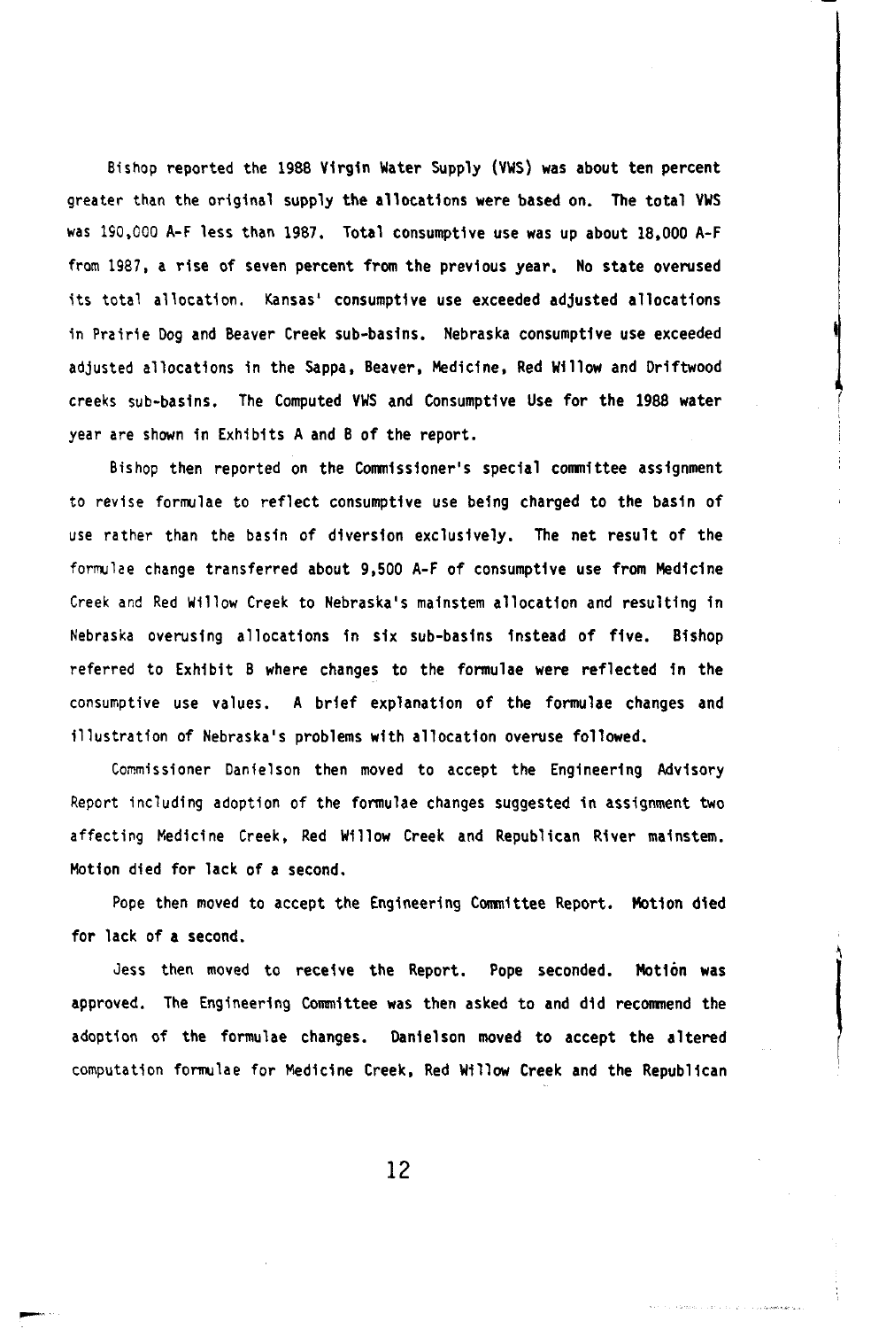Bishop reported the 1988 Virgin Water Supply (VWS) was about ten percent greater than the original supply the allocations were based on. The total VWS was 190,000 A-F less than 1987. Total consumptive use was up about 18,000 A-F from 1987, a rise of seven percent from the previous year. No state overused its total allocation. Kansas' consumptive use exceeded adjusted allocations in Prairie Dog and Beaver Creek sub-basins. Nebraska consumptive use exceeded adjusted allocations in the Sappa, Beaver, Medicine, Red Willow and Driftwood creeks sub-basins. The Computed VWS and Consumptive Use for the 1988 water year are shown in Exhibits A and B of the report.

Bishop then reported on the Commissioner's special committee assignment to revise formulae to reflect consumptive use being charged to the basin of use rather than the basin of diversion exclusively. The net result of the formulae change transferred about 9,500 A-F of consumptive use from Medicine Creek and Red Willow Creek to Nebraska's mainstem allocation and resulting in Nebraska overusing allocations in six sub-basins instead of five. Bishop referred to Exhibit B where changes to the formulae were reflected in the consumptive use values. A brief explanation of the formulae changes and illustration of Nebraska's problems with allocation overuse followed.

Commissioner Danielson then moved to accept the Engineering Advisory Report including adoption of the formulae changes suggested in assignment two affecting Medicine Creek, Red Willow Creek and Republican River mainstem. Motion died for lack of a second.

Pope then moved to accept the Engineering Committee Report. Motion died for lack of a second.

Jess then moved to receive the Report. Pope seconded. Motion was approved. The Engineering Committee was then asked to and did recommend the adoption of the formulae changes. Danielson moved to accept the altered computation formulae for Medicine Creek, Red Willow Creek and the Republican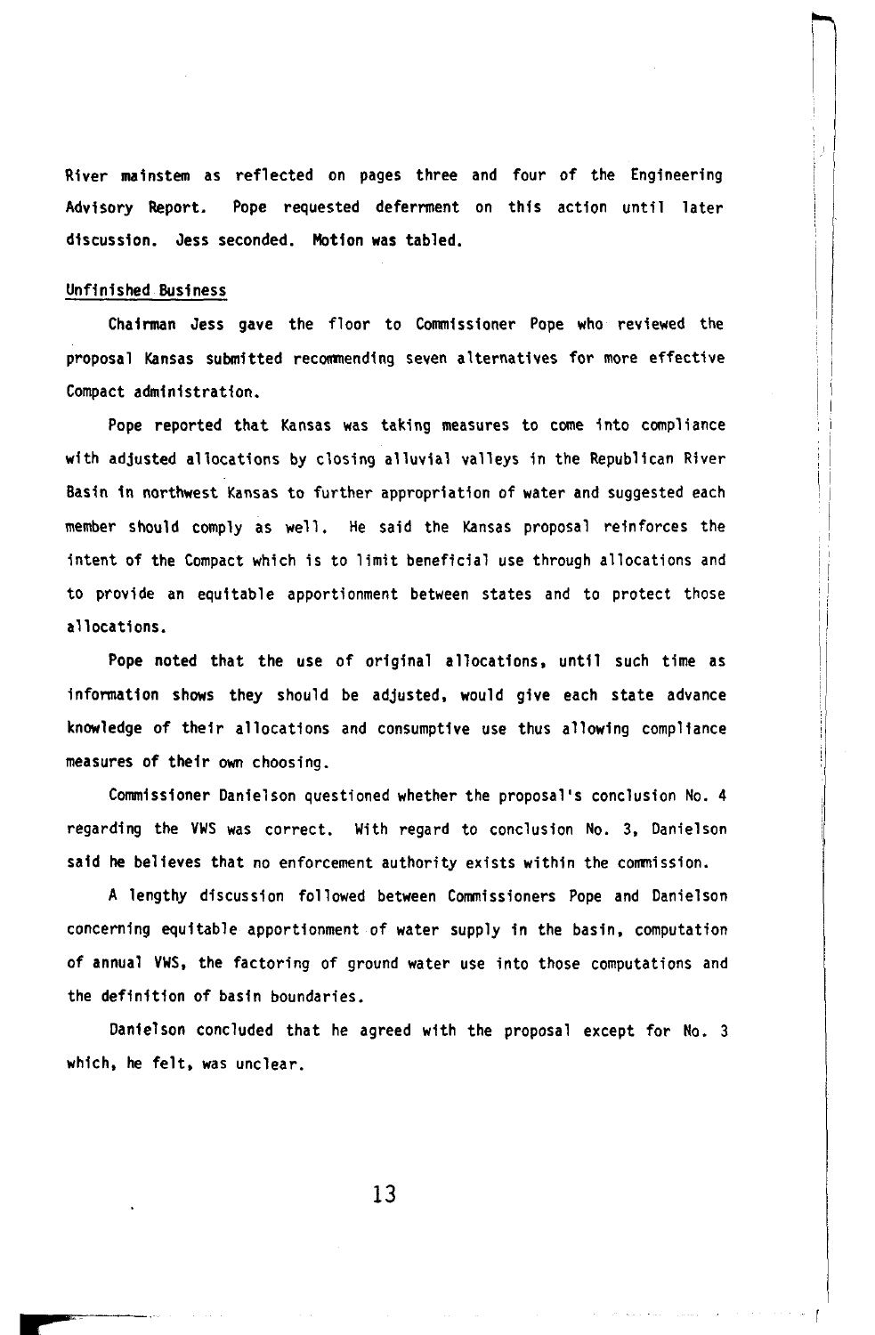River mainstem as reflected on pages three and four of the Engineering Advisory Report. Pope requested deferrment on this action until later discussion. Jess seconded. Motion was tabled.

Unfinished Business

Chairman Jess gave the floor to Commissioner Pope who reviewed the proposal Kansas submitted recommending seven alternatives for more effective Compact administration.

Pope reported that Kansas was taking measures to come into compliance with adjusted allocations by closing alluvial valleys in the Republican River Basin in northwest Kansas to further appropriation of water and suggested each member should comply as well. He said the Kansas proposal reinforces the intent of the Compact which is to limit beneficial use through allocations and to provide an equitable apportionment between states and to protect those allocations.

Pope noted that the use of original allocations, until such time as information shows they should be adjusted, would give each state advance knowledge of their allocations and consumptive use thus allowing compliance measures of their own choosing.

Commissioner Danielson questioned whether the proposal's conclusion No. 4 regarding the VWS was correct. With regard to conclusion No. 3, Danielson said he believes that no enforcement authority exists within the commission.

A lengthy discussion followed between Commissioners Pope and Danielson concerning equitable apportionment of water supply in the basin, computation of annual VWS, the factoring of ground water use into those computations and the definition of basin boundaries.

Danielson concluded that he agreed with the proposal except for No. 3 which, he felt, was unclear.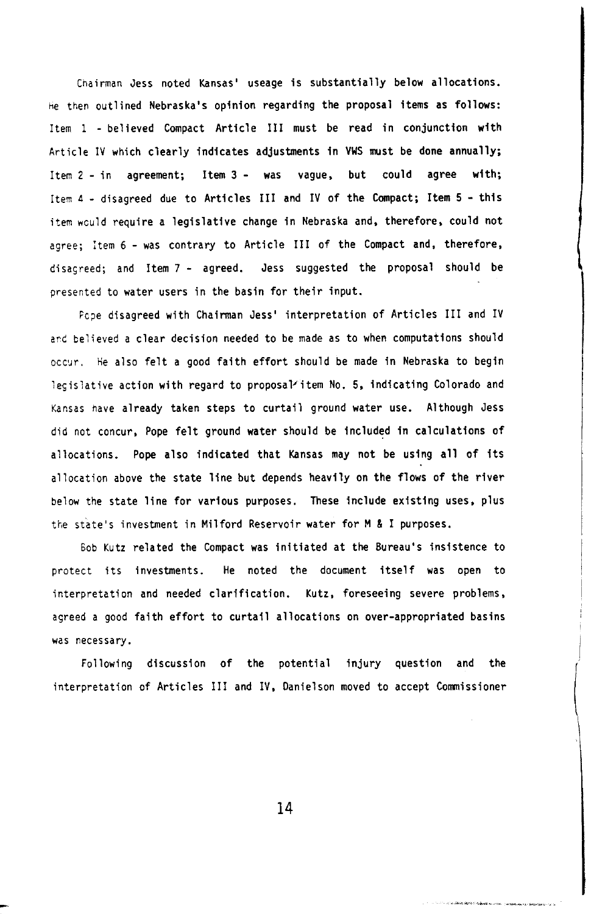Chairman Jess noted Kansas' useage is substantially below allocations. He then outlined Nebraska's opinion regarding the proposal items as follows: Item 1 - believed Compact Article III must be read in conjunction with Article IV which clearly indicates adjustments in VWS must be done annually; Item 2 - in agreement; Item 3 - was vague, but could agree with; Item 4 - disagreed due to Articles III and IV of the Compact; Item 5 - this item would require a legislative change in Nebraska and, therefore, could not agree; Item 6 - was contrary to Article III of the Compact and, therefore, disagreed; and Item 7 - agreed. Jess suggested the proposal should be presented to water users in the basin for their input.

Pope disagreed with Chairman Jess' interpretation of Articles III and IV and believed a clear decision needed to be made as to when computations should occur. He also felt a good faith effort should be made in Nebraska to begin legislative action with regard to proposal item No. 5, indicating Colorado and Kansas have already taken steps to curtail ground water use. Although Jess did not concur, Pope felt ground water should be included in calculations of allocations. Pope also indicated that Kansas may not be using all of its allocation above the state line but depends heavily on the flows of the river below the state line for various purposes. These include existing uses, plus the state's investment in Milford Reservoir water for M & I purposes.

Bob Kutz related the Compact was initiated at the Bureau's insistence to protect its investments. He noted the document itself was open to interpretation and needed clarification. Kutz, foreseeing severe problems, agreed a good faith effort to curtail allocations on over-appropriated basins was necessary.

Following discussion of the potential injury question and the interpretation of Articles III and IV, Danielson moved to accept Commissioner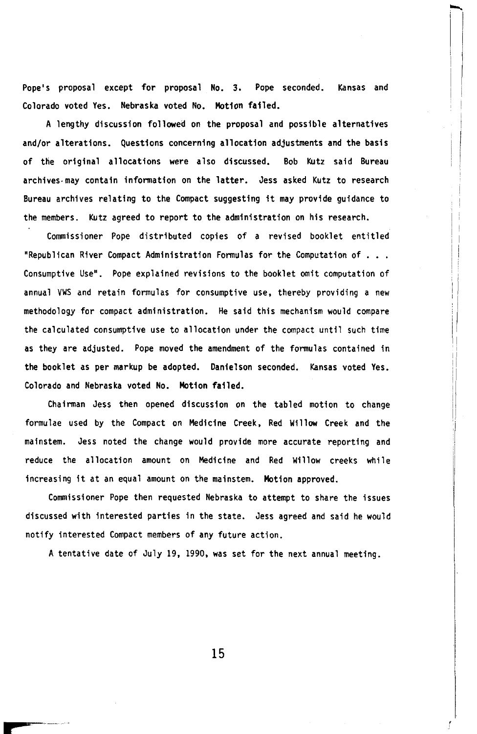Pope's proposal except for proposal No. 3. Pope seconded. Kansas and Colorado voted Yes. Nebraska voted No. Motion failed.

A lengthy discussion followed on the proposal and possible alternatives and/or alterations. Questions concerning allocation adjustments and the basis of the original allocations were also discussed. Bob Kutz said Bureau archives may contain information on the latter. Jess asked Kutz to research Bureau archives relating to the Compact suggesting it may provide guidance to the members. Kutz agreed to report to the administration on his research.

Commissioner Pope distributed copies of a revised booklet entitled "Republican River Compact Administration Formulas for the Computation of . . . Consumptive Use". Pope explained revisions to the booklet omit computation of annual VWS and retain formulas for consumptive use, thereby providing a new methodology for compact administration. He said this mechanism would compare the calculated consumptive use to allocation under the compact until such time as they are adjusted. Pope moved the amendment of the formulas contained in the booklet as per markup be adopted. Danielson seconded. Kansas voted Yes. Colorado and Nebraska voted No. Motion failed.

Chairman Jess then opened discussion on the tabled motion to change formulae used by the Compact on Medicine Creek, Red Willow Creek and the mainstem. Jess noted the change would provide more accurate reporting and reduce the allocation amount on Medicine and Red Willow creeks while increasing it at an equal amount on the mainstem. Motion approved.

Commissioner Pope then requested Nebraska to attempt to share the issues discussed with interested parties in the state. Jess agreed and said he would notify interested Compact members of any future action.

A tentative date of July 19, 1990, was set for the next annual meeting.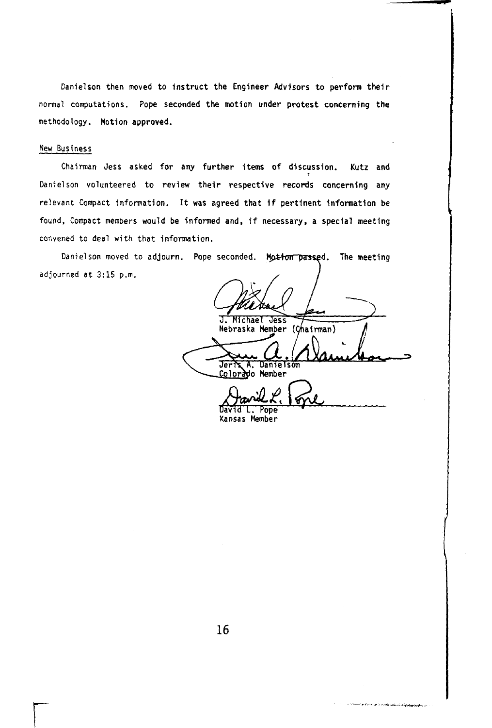Danielson then moved to instruct the Engineer Advisors to perform their normal computations. Pope seconded the motion under protest concerning the methodology. Motion approved.

New Business

Chairman Jess asked for any further items of discussion. Kutz and Danielson volunteered to review their respective records concerning any relevant Compact information. It was agreed that if pertinent information be found, Compact members would be informed and, if necessary, a special meeting convened to deal with that information.

Danielson moved to adjourn. Pope seconded. Motion passed. The meeting adjourned at 3:15 p.m.

J. Michael Jess
Nebraska Member (Chairman)

Jeris A. Danielson
Colorado Member

David L. Pope
Kansas Member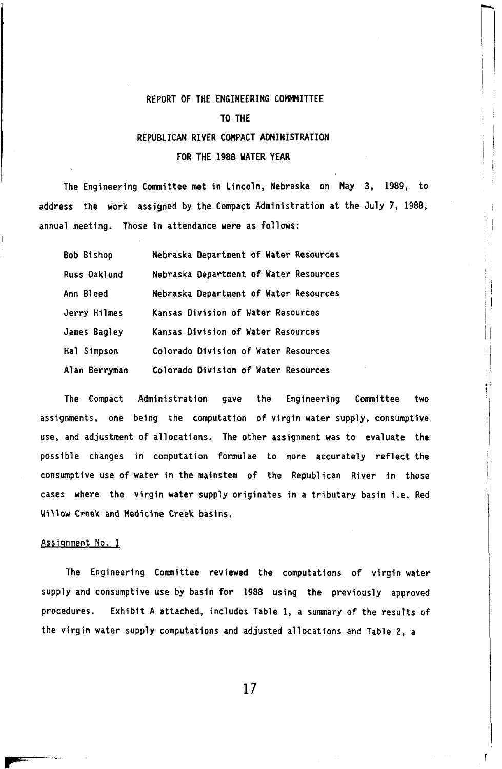# REPORT OF THE ENGINEERING COMMMITTEE

# TO THE

# REPUBLICAN RIVER COMPACT ADMINISTRATION

# FOR THE 1988 WATER YEAR

The Engineering Committee met in Lincoln, Nebraska on May 3, 1989, to address the work assigned by the Compact Administration at the July 7, 1988, annual meeting. Those in attendance were as follows:

| | |
|---|---|
| Bob Bishop | Nebraska Department of Water Resources |
| Russ Oaklund | Nebraska Department of Water Resources |
| Ann Bleed | Nebraska Department of Water Resources |
| Jerry Hilmes | Kansas Division of Water Resources |
| James Bagley | Kansas Division of Water Resources |
| Hal Simpson | Colorado Division of Water Resources |
| Alan Berryman | Colorado Division of Water Resources |

The Compact Administration gave the Engineering Committee two assignments, one being the computation of virgin water supply, consumptive use, and adjustment of allocations. The other assignment was to evaluate the possible changes in computation formulae to more accurately reflect the consumptive use of water in the mainstem of the Republican River in those cases where the virgin water supply originates in a tributary basin i.e. Red Willow Creek and Medicine Creek basins.

## Assignment No. 1

The Engineering Committee reviewed the computations of virgin water supply and consumptive use by basin for 1988 using the previously approved procedures. Exhibit A attached, includes Table 1, a summary of the results of the virgin water supply computations and adjusted allocations and Table 2, a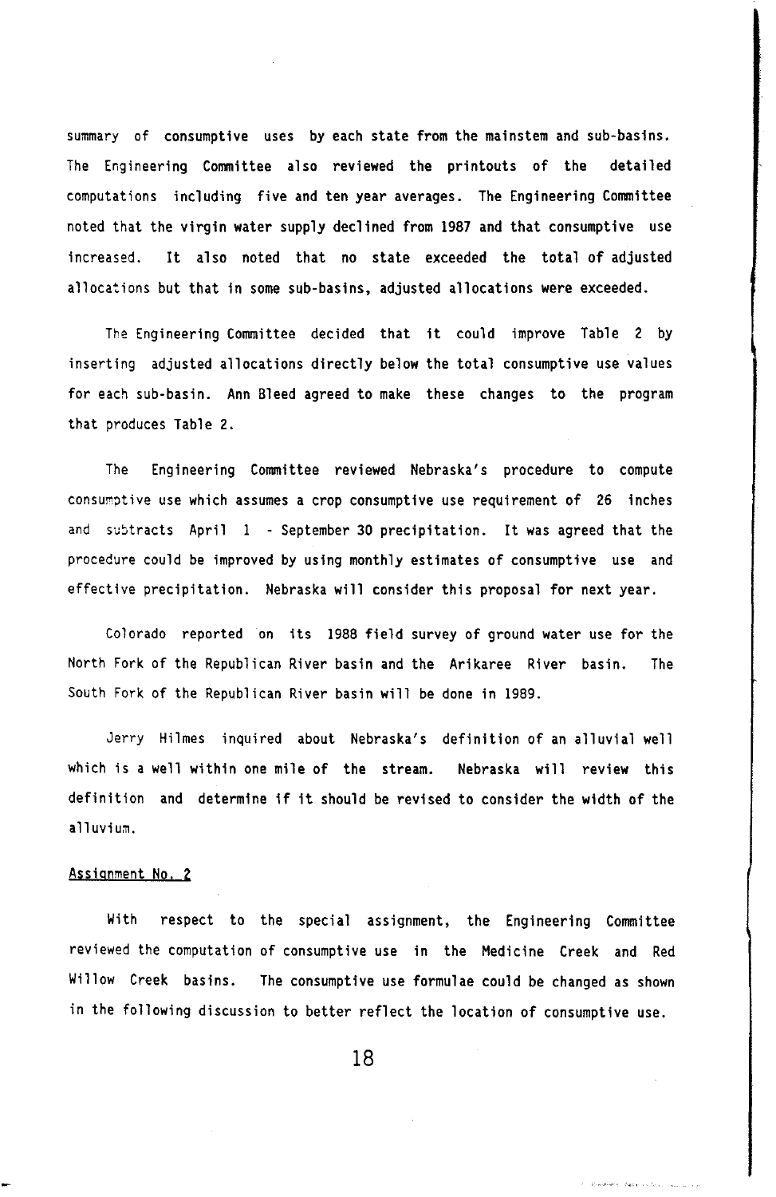summary of consumptive uses by each state from the mainstem and sub-basins. The Engineering Committee also reviewed the printouts of the detailed computations including five and ten year averages. The Engineering Committee noted that the virgin water supply declined from 1987 and that consumptive use increased. It also noted that no state exceeded the total of adjusted allocations but that in some sub-basins, adjusted allocations were exceeded.

The Engineering Committee decided that it could improve Table 2 by inserting adjusted allocations directly below the total consumptive use values for each sub-basin. Ann Bleed agreed to make these changes to the program that produces Table 2.

The Engineering Committee reviewed Nebraska's procedure to compute consumptive use which assumes a crop consumptive use requirement of 26 inches and subtracts April 1 - September 30 precipitation. It was agreed that the procedure could be improved by using monthly estimates of consumptive use and effective precipitation. Nebraska will consider this proposal for next year.

Colorado reported on its 1988 field survey of ground water use for the North Fork of the Republican River basin and the Arikaree River basin. The South Fork of the Republican River basin will be done in 1989.

Jerry Hilmes inquired about Nebraska's definition of an alluvial well which is a well within one mile of the stream. Nebraska will review this definition and determine if it should be revised to consider the width of the alluvium.

Assignment No. 2

With respect to the special assignment, the Engineering Committee reviewed the computation of consumptive use in the Medicine Creek and Red Willow Creek basins. The consumptive use formulae could be changed as shown in the following discussion to better reflect the location of consumptive use.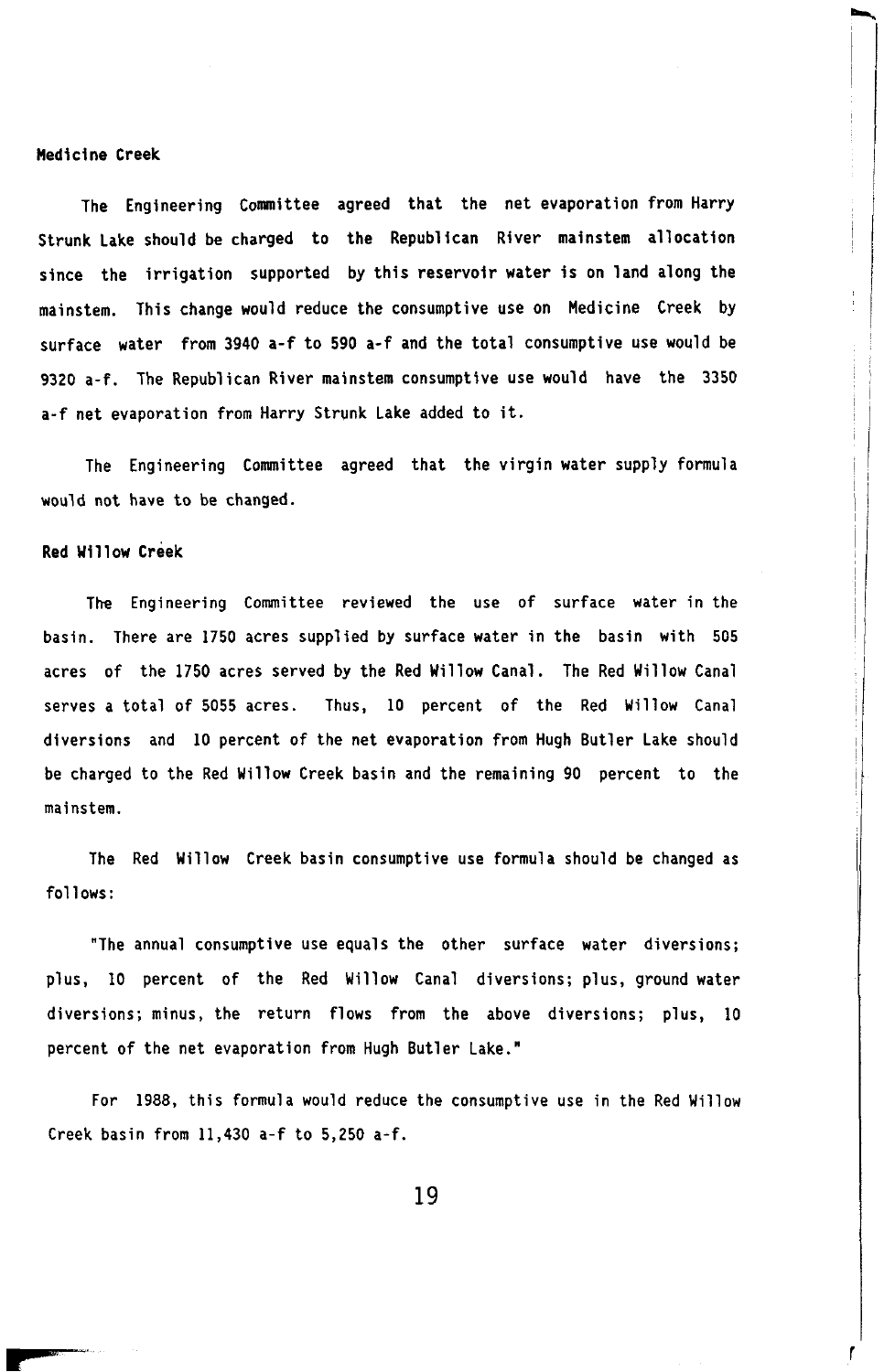**Medicine Creek**

The Engineering Committee agreed that the net evaporation from Harry Strunk Lake should be charged to the Republican River mainstem allocation since the irrigation supported by this reservoir water is on land along the mainstem. This change would reduce the consumptive use on Medicine Creek by surface water from 3940 a-f to 590 a-f and the total consumptive use would be 9320 a-f. The Republican River mainstem consumptive use would have the 3350 a-f net evaporation from Harry Strunk Lake added to it.

The Engineering Committee agreed that the virgin water supply formula would not have to be changed.

**Red Willow Creek**

The Engineering Committee reviewed the use of surface water in the basin. There are 1750 acres supplied by surface water in the basin with 505 acres of the 1750 acres served by the Red Willow Canal. The Red Willow Canal serves a total of 5055 acres. Thus, 10 percent of the Red Willow Canal diversions and 10 percent of the net evaporation from Hugh Butler Lake should be charged to the Red Willow Creek basin and the remaining 90 percent to the mainstem.

The Red Willow Creek basin consumptive use formula should be changed as follows:

"The annual consumptive use equals the other surface water diversions; plus, 10 percent of the Red Willow Canal diversions; plus, ground water diversions; minus, the return flows from the above diversions; plus, 10 percent of the net evaporation from Hugh Butler Lake."

For 1988, this formula would reduce the consumptive use in the Red Willow Creek basin from 11,430 a-f to 5,250 a-f.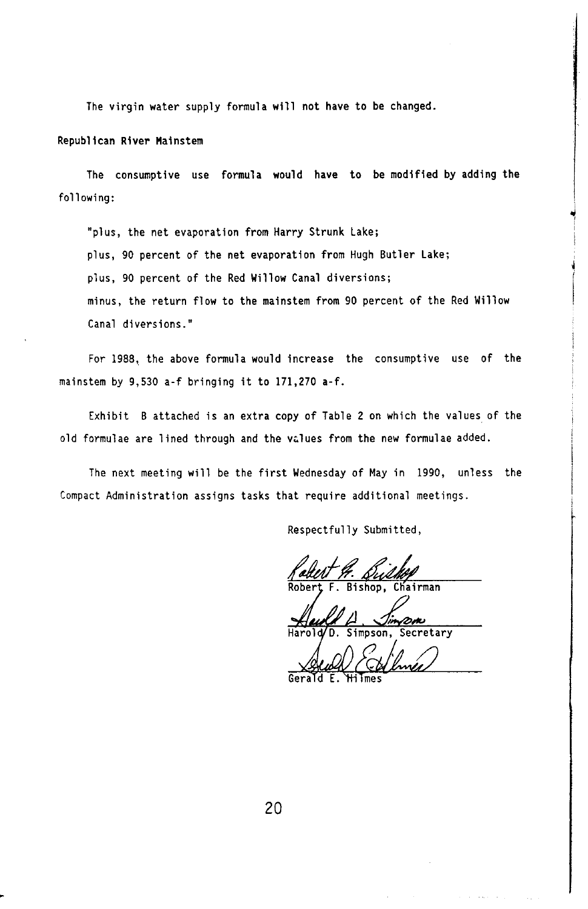The virgin water supply formula will not have to be changed.

**Republican River Mainstem**

The consumptive use formula would have to be modified by adding the following:

"plus, the net evaporation from Harry Strunk Lake;

plus, 90 percent of the net evaporation from Hugh Butler Lake;

plus, 90 percent of the Red Willow Canal diversions;

minus, the return flow to the mainstem from 90 percent of the Red Willow Canal diversions."

For 1988, the above formula would increase the consumptive use of the mainstem by 9,530 a-f bringing it to 171,270 a-f.

Exhibit B attached is an extra copy of Table 2 on which the values of the old formulae are lined through and the values from the new formulae added.

The next meeting will be the first Wednesday of May in 1990, unless the Compact Administration assigns tasks that require additional meetings.

Respectfully Submitted,

Robert F. Bishop, Chairman

Harold D. Simpson, Secretary

Gerald E. Hilmes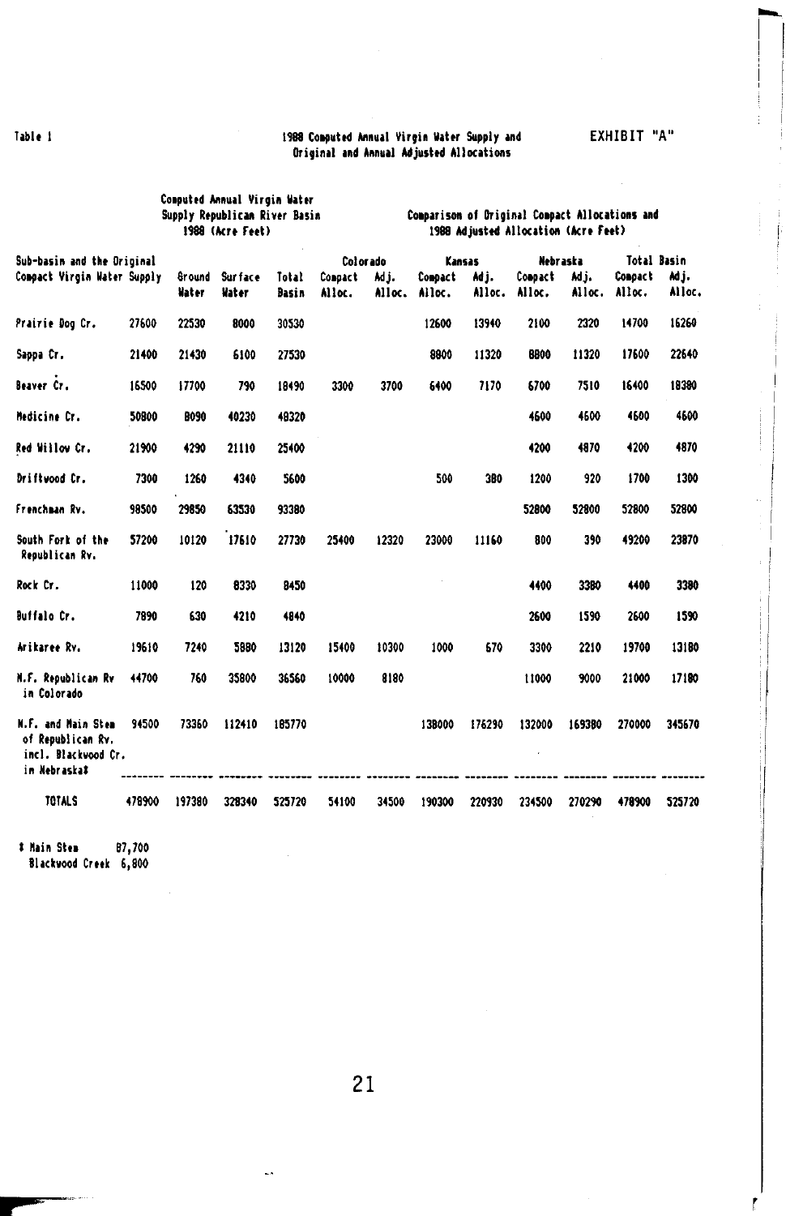Table 1

**1988 Computed Annual Virgin Water Supply and Original and Annual Adjusted Allocations**

EXHIBIT "A"

| Sub-basin and the Original Compact Virgin Water Supply | | Computed Annual Virgin Water Supply Republican River Basin 1988 (Acre Feet) | | | Comparison of Original Compact Allocations and 1988 Adjusted Allocation (Acre Feet) | | | | | | | |
|---|---|---|---|---|---|---|---|---|---|---|---|---|
| | | | | | Colorado | | Kansas | | Nebraska | | Total Basin | |
| | | Ground Water | Surface Water | Total Basin | Compact Alloc. | Adj. Alloc. | Compact Alloc. | Adj. Alloc. | Compact Alloc. | Adj. Alloc. | Compact Alloc. | Adj. Alloc. |
| Prairie Dog Cr. | 27600 | 22530 | 8000 | 30530 | | | 12600 | 13940 | 2100 | 2320 | 14700 | 16260 |
| Sappa Cr. | 21400 | 21430 | 6100 | 27530 | | | 8800 | 11320 | 8800 | 11320 | 17600 | 22640 |
| Beaver Cr. | 16500 | 17700 | 790 | 18490 | 3300 | 3700 | 6400 | 7170 | 6700 | 7510 | 16400 | 18380 |
| Medicine Cr. | 50800 | 8090 | 40230 | 48320 | | | | | 4600 | 4600 | 4600 | 4600 |
| Red Willow Cr. | 21900 | 4290 | 21110 | 25400 | | | | | 4200 | 4870 | 4200 | 4870 |
| Driftwood Cr. | 7300 | 1260 | 4340 | 5600 | | | 500 | 380 | 1200 | 920 | 1700 | 1300 |
| Frenchman Rv. | 98500 | 29850 | 63530 | 93380 | | | | | 52800 | 52800 | 52800 | 52800 |
| South Fork of the Republican Rv. | 57200 | 10120 | 17610 | 27730 | 25400 | 12320 | 23000 | 11160 | 800 | 390 | 49200 | 23870 |
| Rock Cr. | 11000 | 120 | 8330 | 8450 | | | | | 4400 | 3380 | 4400 | 3380 |
| Buffalo Cr. | 7890 | 630 | 4210 | 4840 | | | | | 2600 | 1590 | 2600 | 1590 |
| Arikaree Rv. | 19610 | 7240 | 5880 | 13120 | 15400 | 10300 | 1000 | 670 | 3300 | 2210 | 19700 | 13180 |
| N.F. Republican Rv in Colorado | 44700 | 760 | 35800 | 36560 | 10000 | 8180 | | | 11000 | 9000 | 21000 | 17180 |
| N.F. and Main Stem of Republican Rv. incl. Blackwood Cr. in Nebraska* | 94500 | 73360 | 112410 | 185770 | | | 138000 | 176290 | 132000 | 169380 | 270000 | 345670 |
| TOTALS | 478900 | 197380 | 328340 | 525720 | 54100 | 34500 | 190300 | 220930 | 234500 | 270290 | 478900 | 525720 |

* Main Stem 87,700
  Blackwood Creek 6,800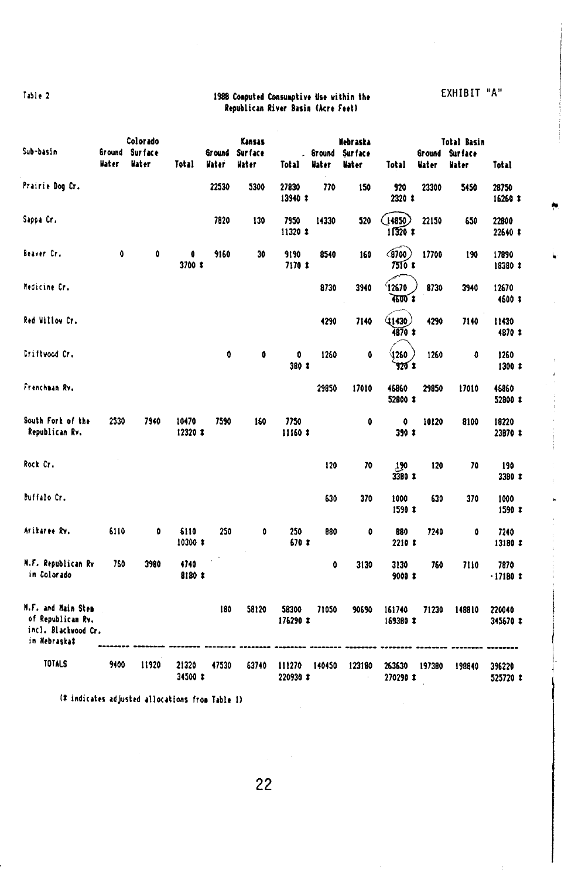Table 2

EXHIBIT "A"

## 1988 Computed Consumptive Use within the Republican River Basin (Acre Feet)

| Sub-basin | Colorado Ground Water | Colorado Surface Water | Colorado Total | Kansas Ground Water | Kansas Surface Water | Kansas Total | Nebraska Ground Water | Nebraska Surface Water | Nebraska Total | Total Basin Ground Water | Total Basin Surface Water | Total Basin Total |
|---|---|---|---|---|---|---|---|---|---|---|---|---|
| Prairie Dog Cr. | | | | 22530 | 5300 | 27830<br>13940 * | 770 | 150 | 920<br>2320 * | 23300 | 5450 | 28750<br>16260 * |
| Sappa Cr. | | | | 7820 | 130 | 7950<br>11320 * | 14330 | 520 | 14850<br>11320 * | 22150 | 650 | 22800<br>22640 * |
| Beaver Cr. | 0 | 0 | 0<br>3700 * | 9160 | 30 | 9190<br>7170 * | 8540 | 160 | 8700<br>7510 * | 17700 | 190 | 17890<br>18380 * |
| Medicine Cr. | | | | | | | 8730 | 3940 | 12670<br>4600 * | 8730 | 3940 | 12670<br>4600 * |
| Red Willow Cr. | | | | | | | 4290 | 7140 | 11430<br>4870 * | 4290 | 7140 | 11430<br>4870 * |
| Driftwood Cr. | | | | 0 | 0 | 0<br>380 * | 1260 | 0 | 1260<br>920 * | 1260 | 0 | 1260<br>1300 * |
| Frenchman Rv. | | | | | | | 29850 | 17010 | 46860<br>52800 * | 29850 | 17010 | 46860<br>52800 * |
| South Fork of the Republican Rv. | 2530 | 7940 | 10470<br>12320 * | 7590 | 160 | 7750<br>11160 * | | 0 | 0<br>390 * | 10120 | 8100 | 18220<br>23870 * |
| Rock Cr. | | | | | | | 120 | 70 | 190<br>3380 * | 120 | 70 | 190<br>3380 * |
| Buffalo Cr. | | | | | | | 630 | 370 | 1000<br>1590 * | 630 | 370 | 1000<br>1590 * |
| Arikaree Rv. | 6110 | 0 | 6110<br>10300 * | 250 | 0 | 250<br>670 * | 880 | 0 | 880<br>2210 * | 7240 | 0 | 7240<br>13180 * |
| N.F. Republican Rv in Colorado | 760 | 3980 | 4740<br>8180 * | | | | 0 | 3130 | 3130<br>9000 * | 760 | 7110 | 7870<br>17180 * |
| N.F. and Main Stem of Republican Rv. incl. Blackwood Cr. in Nebraska* | | | | 180 | 58120 | 58300<br>176290 * | 71050 | 90690 | 161740<br>169380 * | 71230 | 148810 | 220040<br>345670 * |
| TOTALS | 9400 | 11920 | 21320<br>34500 * | 47530 | 63740 | 111270<br>220930 * | 140450 | 123180 | 263630<br>270290 * | 197380 | 198840 | 396220<br>525720 * |

(* indicates adjusted allocations from Table 1)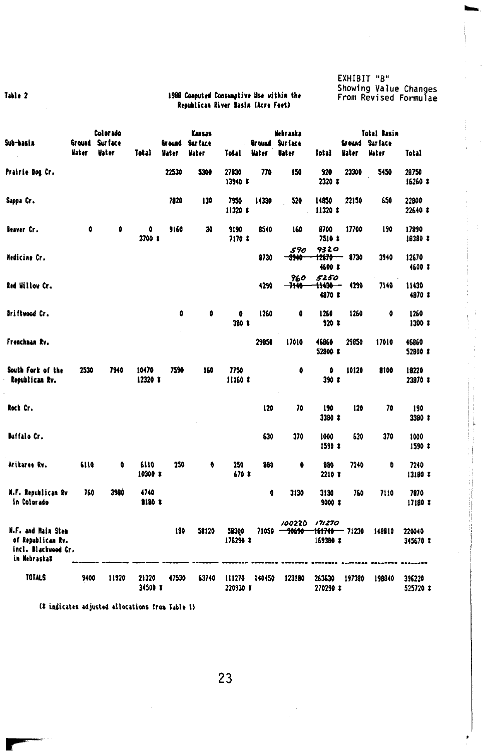Table 2

EXHIBIT "B"
Showing Value Changes
From Revised Formulae

**1988 Computed Consumptive Use within the Republican River Basin (Acre Feet)**

| Sub-basin | Colorado Ground Water | Colorado Surface Water | Colorado Total | Kansas Ground Water | Kansas Surface Water | Kansas Total | Nebraska Ground Water | Nebraska Surface Water | Nebraska Total | Total Basin Ground Water | Total Basin Surface Water | Total Basin Total |
|---|---|---|---|---|---|---|---|---|---|---|---|---|
| Prairie Dog Cr. | | | | 22530 | 5300 | 27830<br>13940 * | 770 | 150 | 920<br>2320 * | 23300 | 5450 | 28750<br>16260 * |
| Sappa Cr. | | | | 7820 | 130 | 7950<br>11320 * | 14330 | 520 | 14850<br>11320 * | 22150 | 650 | 22800<br>22640 * |
| Beaver Cr. | 0 | 0 | 0<br>3700 * | 9160 | 30 | 9190<br>7170 * | 8540 | 160 | 8700<br>7510 * | 17700 | 190 | 17890<br>18380 * |
| Medicine Cr. | | | | | | | 8730 | 590<br>~~3940~~ | 9320<br>~~12670~~<br>4600 * | 8730 | 3940 | 12670<br>4600 * |
| Red Willow Cr. | | | | | | | 4290 | 960<br>~~7140~~ | 5250<br>~~11430~~<br>4870 * | 4290 | 7140 | 11430<br>4870 * |
| Driftwood Cr. | | | | 0 | 0 | 0<br>380 * | 1260 | 0 | 1260<br>920 * | 1260 | 0 | 1260<br>1300 * |
| Frenchman Rv. | | | | | | | 29850 | 17010 | 46860<br>52800 * | 29850 | 17010 | 46860<br>52800 * |
| South Fork of the Republican Rv. | 2530 | 7940 | 10470<br>12320 * | 7590 | 160 | 7750<br>11160 * | | 0 | 0<br>390 * | 10120 | 8100 | 18220<br>23870 * |
| Rock Cr. | | | | | | | 120 | 70 | 190<br>3380 * | 120 | 70 | 190<br>3380 * |
| Buffalo Cr. | | | | | | | 630 | 370 | 1000<br>1590 * | 630 | 370 | 1000<br>1590 * |
| Arikaree Rv. | 6110 | 0 | 6110<br>10300 * | 250 | 0 | 250<br>670 * | 880 | 0 | 880<br>2210 * | 7240 | 0 | 7240<br>13180 * |
| N.F. Republican Rv in Colorado | 760 | 3980 | 4740<br>8180 * | | | | 0 | 3130 | 3130<br>9000 * | 760 | 7110 | 7870<br>17180 * |
| N.F. and Main Stem of Republican Rv. incl. Blackwood Cr. in Nebraska* | | | | 180 | 58120 | 58300<br>176290 * | 71050 | 100220<br>~~90690~~ | 171270<br>~~161740~~<br>169380 * | 71230 | 148810 | 220040<br>345670 * |
| TOTALS | 9400 | 11920 | 21320<br>34500 * | 47530 | 63740 | 111270<br>220930 * | 140450 | 123180 | 263630<br>270290 * | 197380 | 198840 | 396220<br>525720 * |

(* indicates adjusted allocations from Table 1)